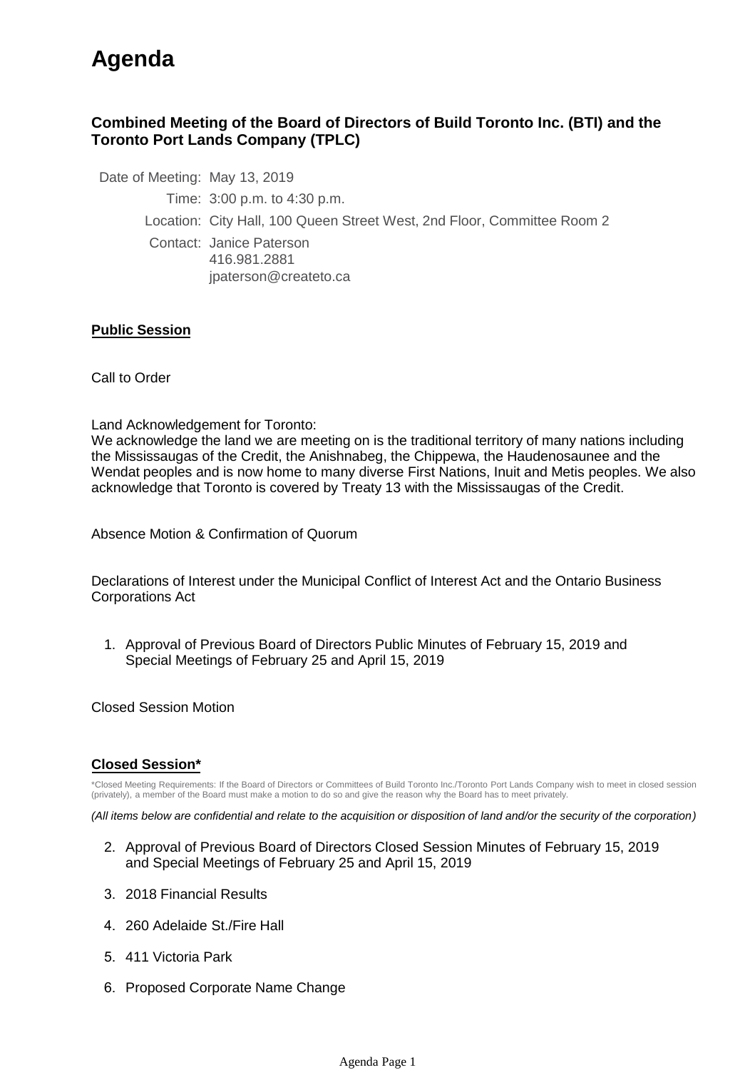# Agenda

### Combined Meeting of the Board of Directors of Build Toronto Inc. (BTI) and the Toronto Port Lands Company (TPLC)

Date of Meeting: May 13, 2019

Time: 3:00 p.m. to 4:30 p.m.

Location: City Hall, 100 Queen Street West, 2nd Floor, Committee Room 2

Contact: Janice Paterson
416.981.2881
jpaterson@createto.ca

**Public Session**

Call to Order

Land Acknowledgement for Toronto:
We acknowledge the land we are meeting on is the traditional territory of many nations including the Mississaugas of the Credit, the Anishnabeg, the Chippewa, the Haudenosaunee and the Wendat peoples and is now home to many diverse First Nations, Inuit and Metis peoples. We also acknowledge that Toronto is covered by Treaty 13 with the Mississaugas of the Credit.

Absence Motion & Confirmation of Quorum

Declarations of Interest under the Municipal Conflict of Interest Act and the Ontario Business Corporations Act

1. Approval of Previous Board of Directors Public Minutes of February 15, 2019 and Special Meetings of February 25 and April 15, 2019

Closed Session Motion

**Closed Session***

*Closed Meeting Requirements: If the Board of Directors or Committees of Build Toronto Inc./Toronto Port Lands Company wish to meet in closed session (privately), a member of the Board must make a motion to do so and give the reason why the Board has to meet privately.

*(All items below are confidential and relate to the acquisition or disposition of land and/or the security of the corporation)*

2. Approval of Previous Board of Directors Closed Session Minutes of February 15, 2019 and Special Meetings of February 25 and April 15, 2019
3. 2018 Financial Results
4. 260 Adelaide St./Fire Hall
5. 411 Victoria Park
6. Proposed Corporate Name Change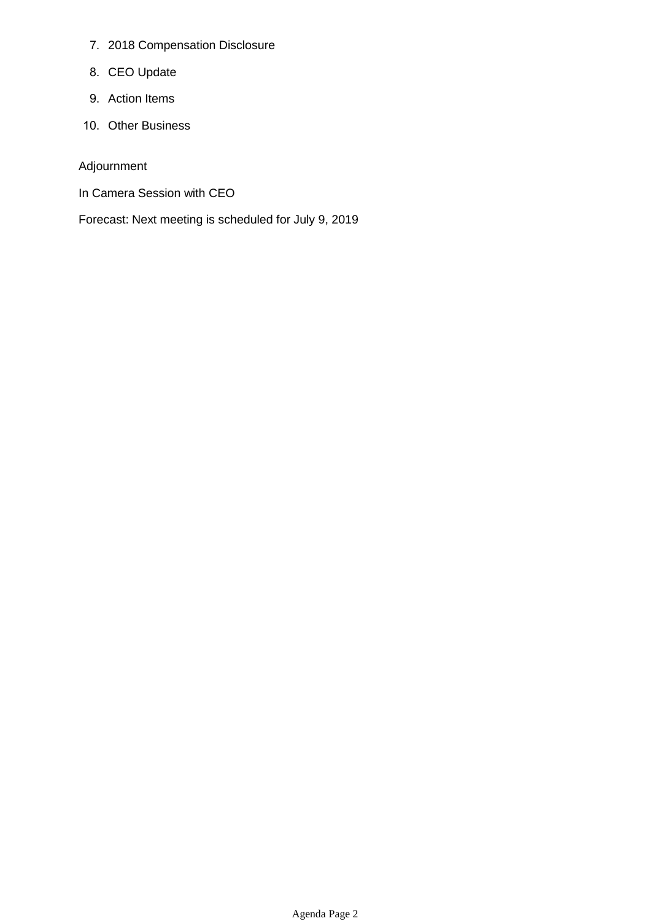7. 2018 Compensation Disclosure
8. CEO Update
9. Action Items
10. Other Business

Adjournment

In Camera Session with CEO

Forecast: Next meeting is scheduled for July 9, 2019